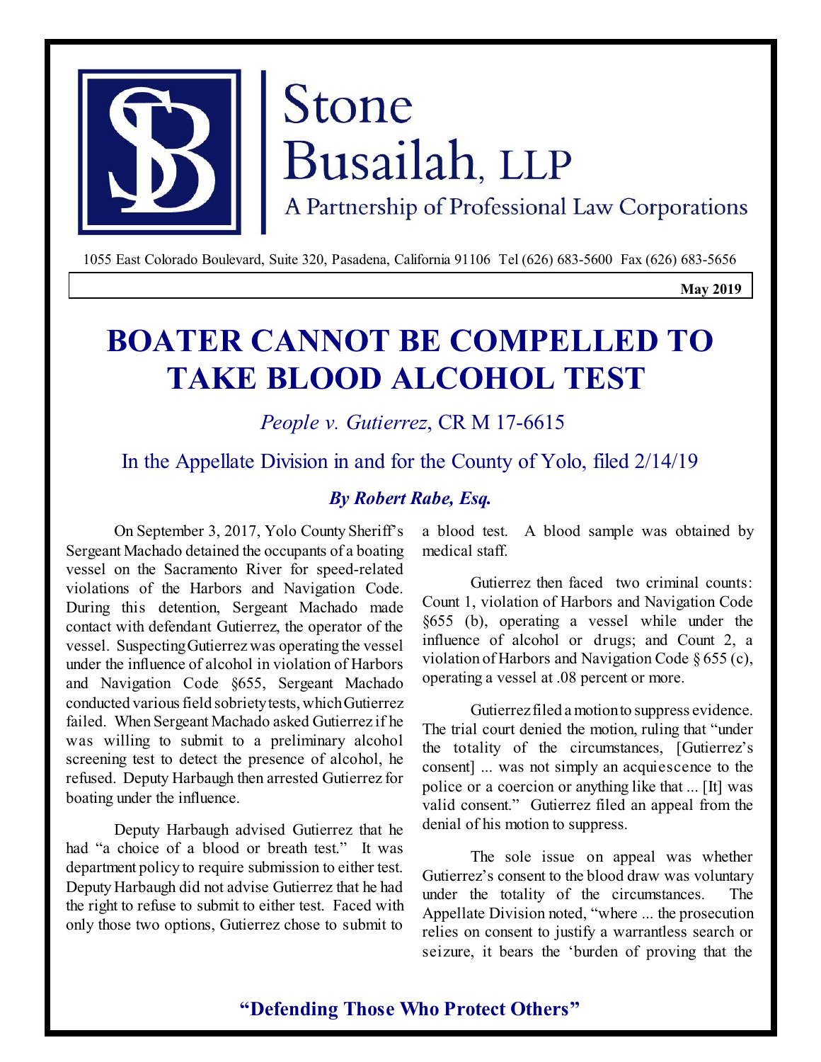# Stone Busailah, LLP

A Partnership of Professional Law Corporations

1055 East Colorado Boulevard, Suite 320, Pasadena, California 91106 Tel (626) 683-5600 Fax (626) 683-5656

**May 2019**

# BOATER CANNOT BE COMPELLED TO TAKE BLOOD ALCOHOL TEST

## *People v. Gutierrez*, CR M 17-6615

### In the Appellate Division in and for the County of Yolo, filed 2/14/19

***By Robert Rabe, Esq.***

On September 3, 2017, Yolo County Sheriff's Sergeant Machado detained the occupants of a boating vessel on the Sacramento River for speed-related violations of the Harbors and Navigation Code. During this detention, Sergeant Machado made contact with defendant Gutierrez, the operator of the vessel. Suspecting Gutierrez was operating the vessel under the influence of alcohol in violation of Harbors and Navigation Code §655, Sergeant Machado conducted various field sobriety tests, which Gutierrez failed. When Sergeant Machado asked Gutierrez if he was willing to submit to a preliminary alcohol screening test to detect the presence of alcohol, he refused. Deputy Harbaugh then arrested Gutierrez for boating under the influence.

Deputy Harbaugh advised Gutierrez that he had "a choice of a blood or breath test." It was department policy to require submission to either test. Deputy Harbaugh did not advise Gutierrez that he had the right to refuse to submit to either test. Faced with only those two options, Gutierrez chose to submit to a blood test. A blood sample was obtained by medical staff.

Gutierrez then faced two criminal counts: Count 1, violation of Harbors and Navigation Code §655 (b), operating a vessel while under the influence of alcohol or drugs; and Count 2, a violation of Harbors and Navigation Code § 655 (c), operating a vessel at .08 percent or more.

Gutierrez filed a motion to suppress evidence. The trial court denied the motion, ruling that "under the totality of the circumstances, [Gutierrez's consent] ... was not simply an acquiescence to the police or a coercion or anything like that ... [It] was valid consent." Gutierrez filed an appeal from the denial of his motion to suppress.

The sole issue on appeal was whether Gutierrez's consent to the blood draw was voluntary under the totality of the circumstances. The Appellate Division noted, "where ... the prosecution relies on consent to justify a warrantless search or seizure, it bears the 'burden of proving that the

**"Defending Those Who Protect Others"**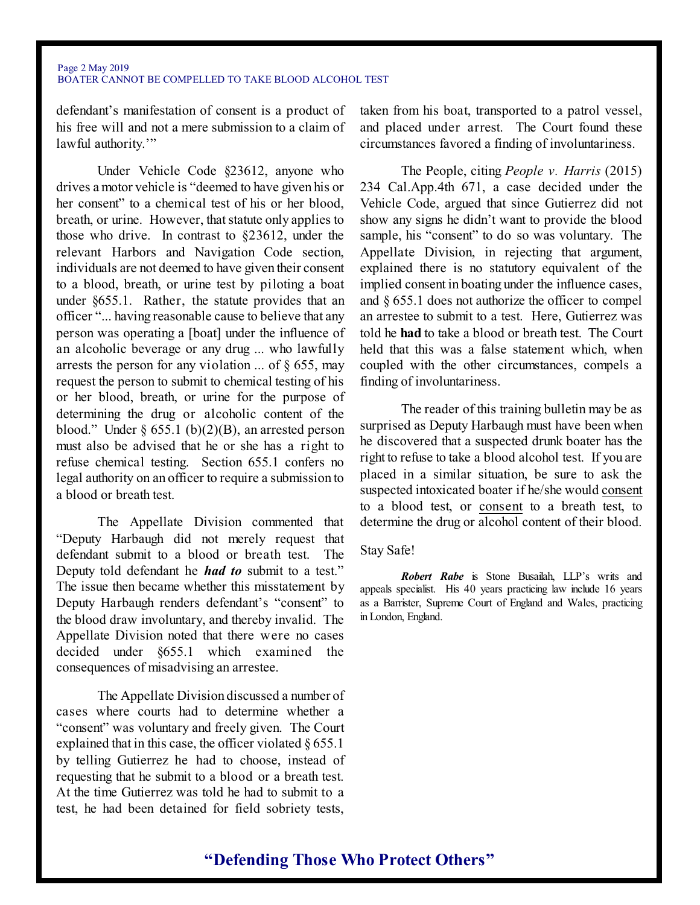defendant's manifestation of consent is a product of his free will and not a mere submission to a claim of lawful authority.'"

Under Vehicle Code §23612, anyone who drives a motor vehicle is "deemed to have given his or her consent" to a chemical test of his or her blood, breath, or urine. However, that statute only applies to those who drive. In contrast to §23612, under the relevant Harbors and Navigation Code section, individuals are not deemed to have given their consent to a blood, breath, or urine test by piloting a boat under §655.1. Rather, the statute provides that an officer "... having reasonable cause to believe that any person was operating a [boat] under the influence of an alcoholic beverage or any drug ... who lawfully arrests the person for any violation ... of § 655, may request the person to submit to chemical testing of his or her blood, breath, or urine for the purpose of determining the drug or alcoholic content of the blood." Under § 655.1 (b)(2)(B), an arrested person must also be advised that he or she has a right to refuse chemical testing. Section 655.1 confers no legal authority on an officer to require a submission to a blood or breath test.

The Appellate Division commented that "Deputy Harbaugh did not merely request that defendant submit to a blood or breath test. The Deputy told defendant he ***had to*** submit to a test." The issue then became whether this misstatement by Deputy Harbaugh renders defendant's "consent" to the blood draw involuntary, and thereby invalid. The Appellate Division noted that there were no cases decided under §655.1 which examined the consequences of misadvising an arrestee.

The Appellate Division discussed a number of cases where courts had to determine whether a "consent" was voluntary and freely given. The Court explained that in this case, the officer violated § 655.1 by telling Gutierrez he had to choose, instead of requesting that he submit to a blood or a breath test. At the time Gutierrez was told he had to submit to a test, he had been detained for field sobriety tests, taken from his boat, transported to a patrol vessel, and placed under arrest. The Court found these circumstances favored a finding of involuntariness.

The People, citing *People v. Harris* (2015) 234 Cal.App.4th 671, a case decided under the Vehicle Code, argued that since Gutierrez did not show any signs he didn't want to provide the blood sample, his "consent" to do so was voluntary. The Appellate Division, in rejecting that argument, explained there is no statutory equivalent of the implied consent in boating under the influence cases, and § 655.1 does not authorize the officer to compel an arrestee to submit to a test. Here, Gutierrez was told he **had** to take a blood or breath test. The Court held that this was a false statement which, when coupled with the other circumstances, compels a finding of involuntariness.

The reader of this training bulletin may be as surprised as Deputy Harbaugh must have been when he discovered that a suspected drunk boater has the right to refuse to take a blood alcohol test. If you are placed in a similar situation, be sure to ask the suspected intoxicated boater if he/she would <u>consent</u> to a blood test, or <u>consent</u> to a breath test, to determine the drug or alcohol content of their blood.

Stay Safe!

***Robert Rabe*** is Stone Busailah, LLP's writs and appeals specialist. His 40 years practicing law include 16 years as a Barrister, Supreme Court of England and Wales, practicing in London, England.